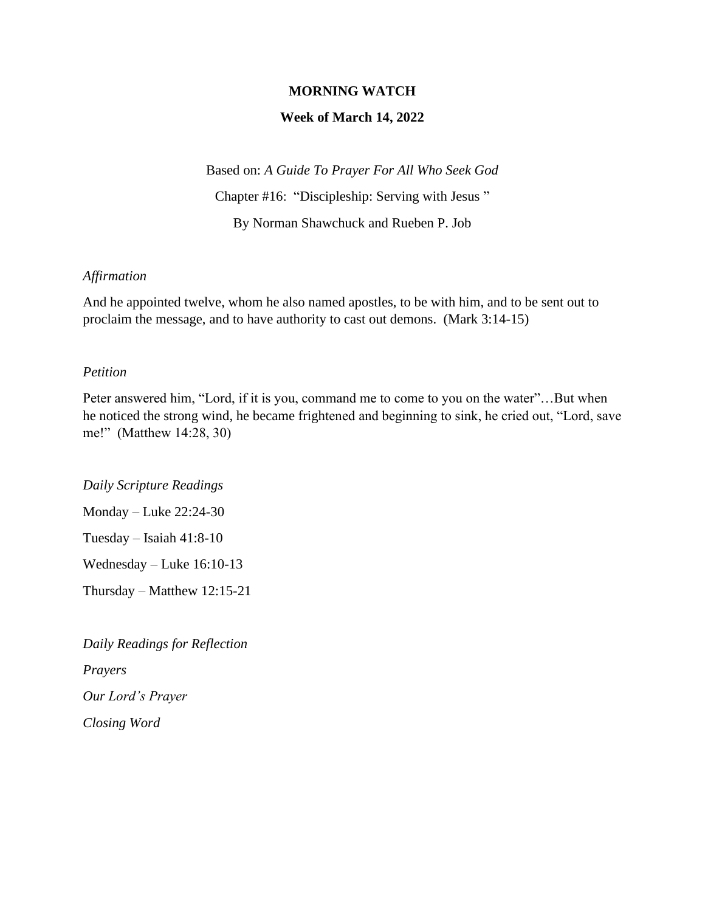# MORNING WATCH

## Week of March 14, 2022

Based on: *A Guide To Prayer For All Who Seek God*

Chapter #16: "Discipleship: Serving with Jesus "

By Norman Shawchuck and Rueben P. Job

*Affirmation*

And he appointed twelve, whom he also named apostles, to be with him, and to be sent out to proclaim the message, and to have authority to cast out demons. (Mark 3:14-15)

*Petition*

Peter answered him, "Lord, if it is you, command me to come to you on the water"…But when he noticed the strong wind, he became frightened and beginning to sink, he cried out, "Lord, save me!" (Matthew 14:28, 30)

*Daily Scripture Readings*

Monday – Luke 22:24-30

Tuesday – Isaiah 41:8-10

Wednesday – Luke 16:10-13

Thursday – Matthew 12:15-21

*Daily Readings for Reflection*

*Prayers*

*Our Lord's Prayer*

*Closing Word*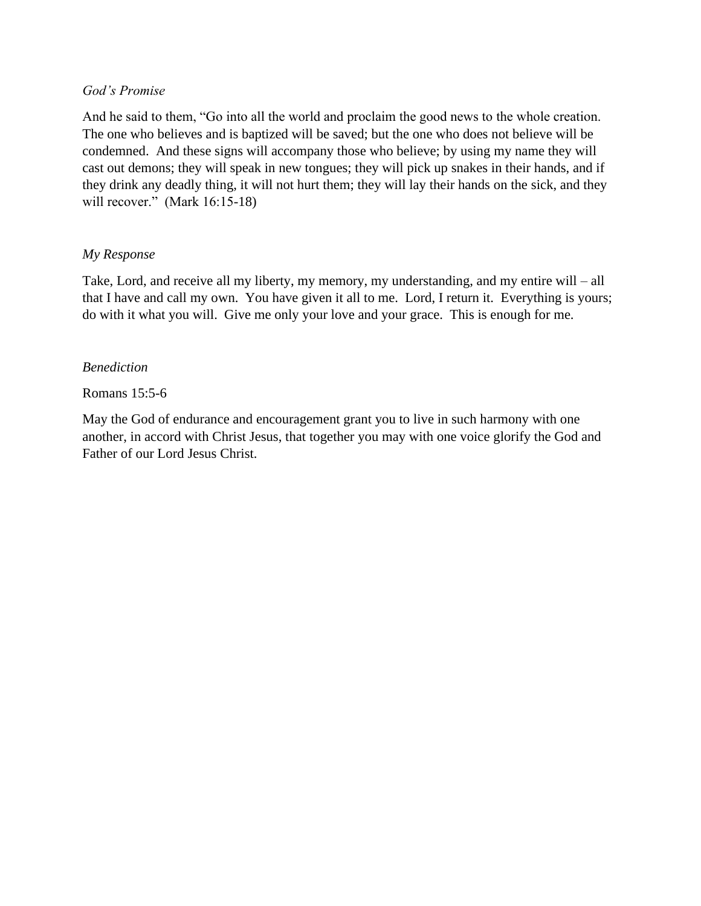*God's Promise*

And he said to them, "Go into all the world and proclaim the good news to the whole creation. The one who believes and is baptized will be saved; but the one who does not believe will be condemned. And these signs will accompany those who believe; by using my name they will cast out demons; they will speak in new tongues; they will pick up snakes in their hands, and if they drink any deadly thing, it will not hurt them; they will lay their hands on the sick, and they will recover." (Mark 16:15-18)

*My Response*

Take, Lord, and receive all my liberty, my memory, my understanding, and my entire will – all that I have and call my own. You have given it all to me. Lord, I return it. Everything is yours; do with it what you will. Give me only your love and your grace. This is enough for me.

*Benediction*

Romans 15:5-6

May the God of endurance and encouragement grant you to live in such harmony with one another, in accord with Christ Jesus, that together you may with one voice glorify the God and Father of our Lord Jesus Christ.